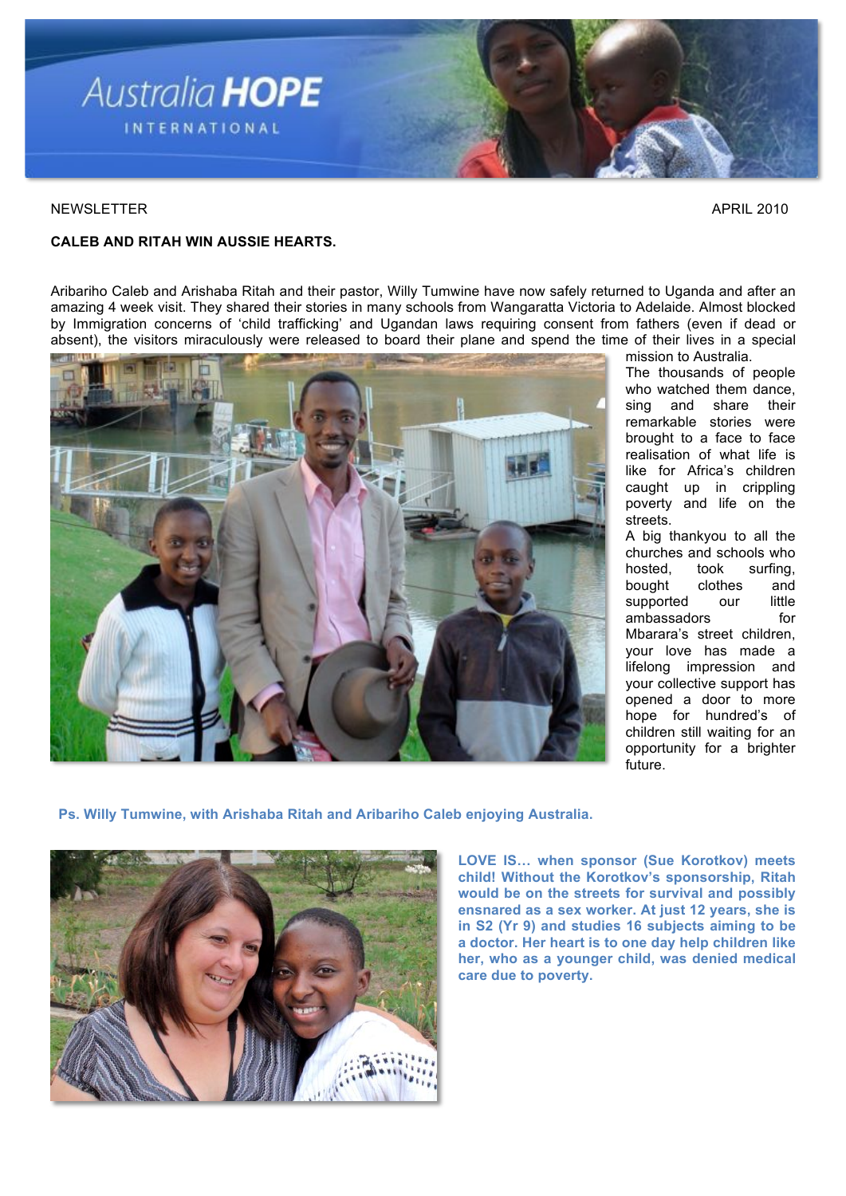# Australia HOPE INTERNATIONAL

NEWSLETTER APRIL 2010

**CALEB AND RITAH WIN AUSSIE HEARTS.**

Aribariho Caleb and Arishaba Ritah and their pastor, Willy Tumwine have now safely returned to Uganda and after an amazing 4 week visit. They shared their stories in many schools from Wangaratta Victoria to Adelaide. Almost blocked by Immigration concerns of 'child trafficking' and Ugandan laws requiring consent from fathers (even if dead or absent), the visitors miraculously were released to board their plane and spend the time of their lives in a special mission to Australia.

The thousands of people who watched them dance, sing and share their remarkable stories were brought to a face to face realisation of what life is like for Africa's children caught up in crippling poverty and life on the streets.

A big thankyou to all the churches and schools who hosted, took surfing, bought clothes and supported our little ambassadors for Mbarara's street children, your love has made a lifelong impression and your collective support has opened a door to more hope for hundred's of children still waiting for an opportunity for a brighter future.

**Ps. Willy Tumwine, with Arishaba Ritah and Aribariho Caleb enjoying Australia.**

**LOVE IS… when sponsor (Sue Korotkov) meets child! Without the Korotkov's sponsorship, Ritah would be on the streets for survival and possibly ensnared as a sex worker. At just 12 years, she is in S2 (Yr 9) and studies 16 subjects aiming to be a doctor. Her heart is to one day help children like her, who as a younger child, was denied medical care due to poverty.**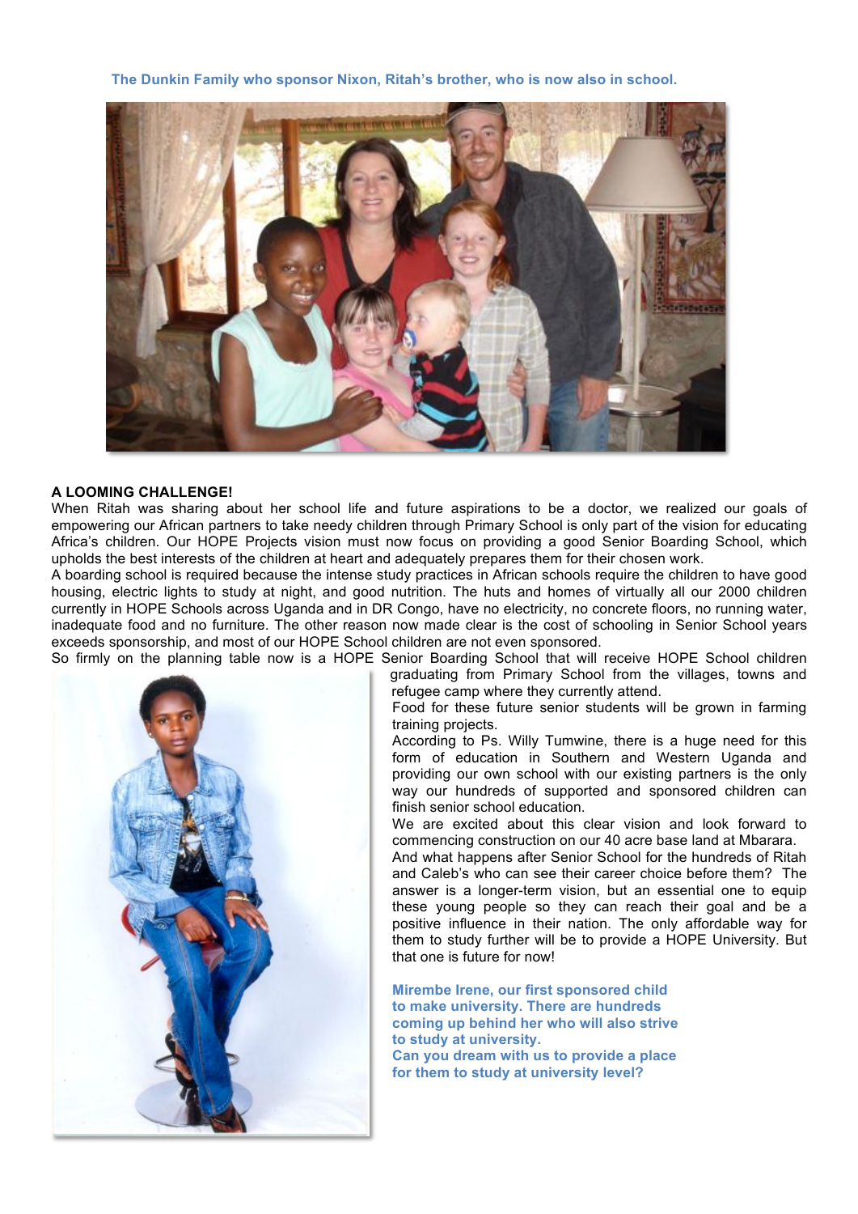**The Dunkin Family who sponsor Nixon, Ritah's brother, who is now also in school.**

## A LOOMING CHALLENGE!

When Ritah was sharing about her school life and future aspirations to be a doctor, we realized our goals of empowering our African partners to take needy children through Primary School is only part of the vision for educating Africa's children. Our HOPE Projects vision must now focus on providing a good Senior Boarding School, which upholds the best interests of the children at heart and adequately prepares them for their chosen work.

A boarding school is required because the intense study practices in African schools require the children to have good housing, electric lights to study at night, and good nutrition. The huts and homes of virtually all our 2000 children currently in HOPE Schools across Uganda and in DR Congo, have no electricity, no concrete floors, no running water, inadequate food and no furniture. The other reason now made clear is the cost of schooling in Senior School years exceeds sponsorship, and most of our HOPE School children are not even sponsored.

So firmly on the planning table now is a HOPE Senior Boarding School that will receive HOPE School children graduating from Primary School from the villages, towns and refugee camp where they currently attend.

Food for these future senior students will be grown in farming training projects.

According to Ps. Willy Tumwine, there is a huge need for this form of education in Southern and Western Uganda and providing our own school with our existing partners is the only way our hundreds of supported and sponsored children can finish senior school education.

We are excited about this clear vision and look forward to commencing construction on our 40 acre base land at Mbarara.

And what happens after Senior School for the hundreds of Ritah and Caleb's who can see their career choice before them? The answer is a longer-term vision, but an essential one to equip these young people so they can reach their goal and be a positive influence in their nation. The only affordable way for them to study further will be to provide a HOPE University. But that one is future for now!

**Mirembe Irene, our first sponsored child to make university. There are hundreds coming up behind her who will also strive to study at university.**

**Can you dream with us to provide a place for them to study at university level?**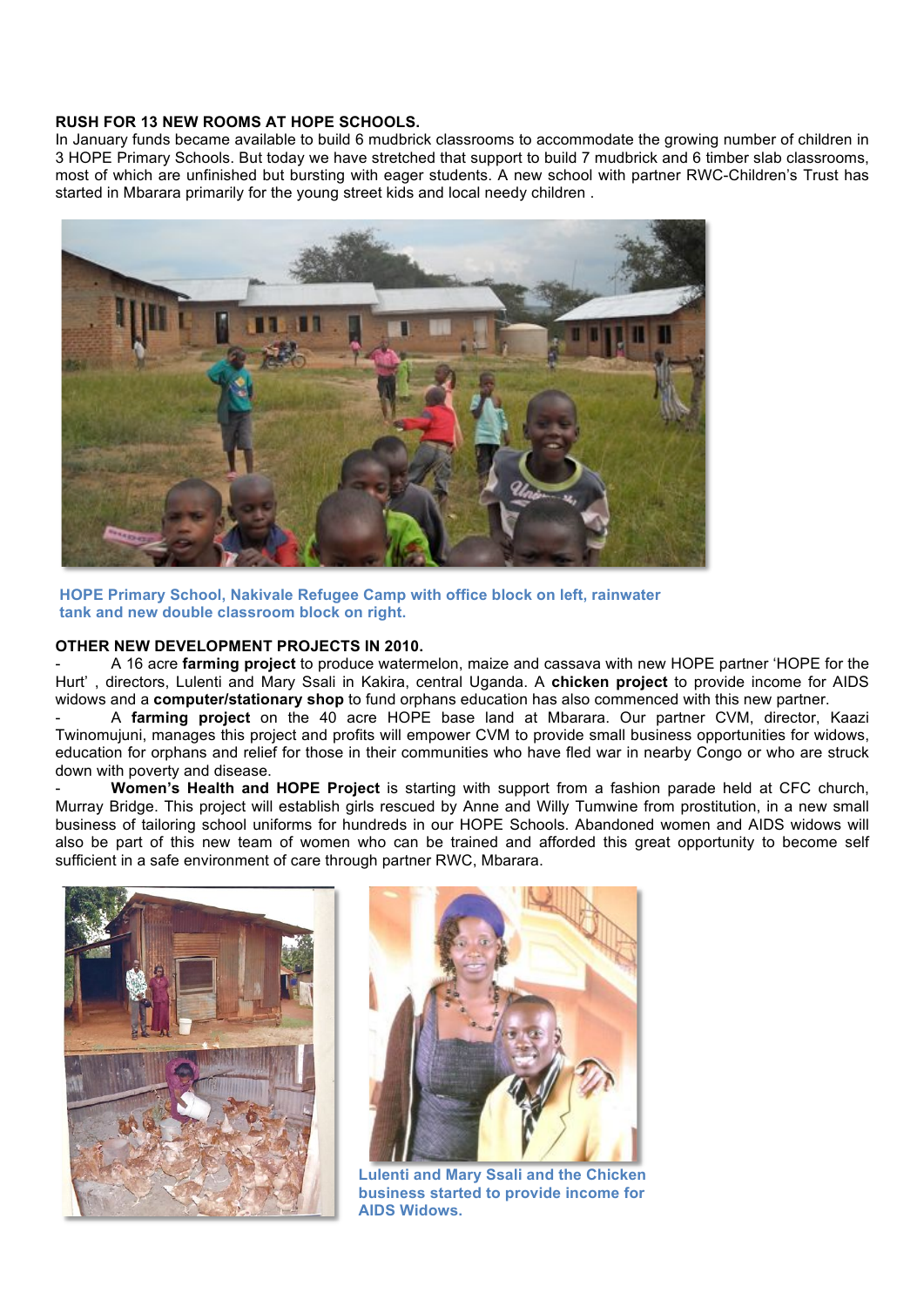**RUSH FOR 13 NEW ROOMS AT HOPE SCHOOLS.**

In January funds became available to build 6 mudbrick classrooms to accommodate the growing number of children in 3 HOPE Primary Schools. But today we have stretched that support to build 7 mudbrick and 6 timber slab classrooms, most of which are unfinished but bursting with eager students. A new school with partner RWC-Children's Trust has started in Mbarara primarily for the young street kids and local needy children .

**HOPE Primary School, Nakivale Refugee Camp with office block on left, rainwater tank and new double classroom block on right.**

**OTHER NEW DEVELOPMENT PROJECTS IN 2010.**

- A 16 acre **farming project** to produce watermelon, maize and cassava with new HOPE partner 'HOPE for the Hurt' , directors, Lulenti and Mary Ssali in Kakira, central Uganda. A **chicken project** to provide income for AIDS widows and a **computer/stationary shop** to fund orphans education has also commenced with this new partner.
- A **farming project** on the 40 acre HOPE base land at Mbarara. Our partner CVM, director, Kaazi Twinomujuni, manages this project and profits will empower CVM to provide small business opportunities for widows, education for orphans and relief for those in their communities who have fled war in nearby Congo or who are struck down with poverty and disease.
- **Women's Health and HOPE Project** is starting with support from a fashion parade held at CFC church, Murray Bridge. This project will establish girls rescued by Anne and Willy Tumwine from prostitution, in a new small business of tailoring school uniforms for hundreds in our HOPE Schools. Abandoned women and AIDS widows will also be part of this new team of women who can be trained and afforded this great opportunity to become self sufficient in a safe environment of care through partner RWC, Mbarara.

**Lulenti and Mary Ssali and the Chicken business started to provide income for AIDS Widows.**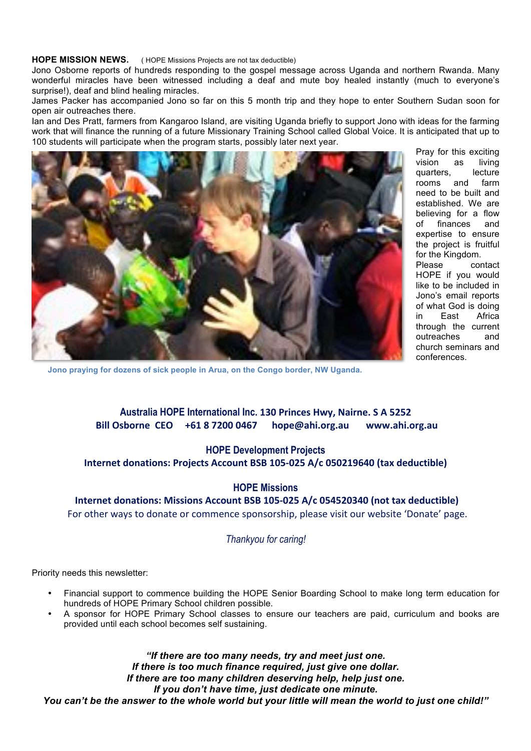**HOPE MISSION NEWS.** ( HOPE Missions Projects are not tax deductible)

Jono Osborne reports of hundreds responding to the gospel message across Uganda and northern Rwanda. Many wonderful miracles have been witnessed including a deaf and mute boy healed instantly (much to everyone's surprise!), deaf and blind healing miracles.

James Packer has accompanied Jono so far on this 5 month trip and they hope to enter Southern Sudan soon for open air outreaches there.

Ian and Des Pratt, farmers from Kangaroo Island, are visiting Uganda briefly to support Jono with ideas for the farming work that will finance the running of a future Missionary Training School called Global Voice. It is anticipated that up to 100 students will participate when the program starts, possibly later next year.

Pray for this exciting vision as living quarters, lecture rooms and farm need to be built and established. We are believing for a flow of finances and expertise to ensure the project is fruitful for the Kingdom.

Please contact HOPE if you would like to be included in Jono's email reports of what God is doing in East Africa through the current outreaches and church seminars and conferences.

Jono praying for dozens of sick people in Arua, on the Congo border, NW Uganda.

**Australia HOPE International Inc. 130 Princes Hwy, Nairne. S A 5252**
**Bill Osborne CEO +61 8 7200 0467 hope@ahi.org.au www.ahi.org.au**

**HOPE Development Projects**
**Internet donations: Projects Account BSB 105-025 A/c 050219640 (tax deductible)**

**HOPE Missions**
**Internet donations: Missions Account BSB 105-025 A/c 054520340 (not tax deductible)**
For other ways to donate or commence sponsorship, please visit our website 'Donate' page.

*Thankyou for caring!*

Priority needs this newsletter:

- Financial support to commence building the HOPE Senior Boarding School to make long term education for hundreds of HOPE Primary School children possible.
- A sponsor for HOPE Primary School classes to ensure our teachers are paid, curriculum and books are provided until each school becomes self sustaining.

***"If there are too many needs, try and meet just one.***
***If there is too much finance required, just give one dollar.***
***If there are too many children deserving help, help just one.***
***If you don't have time, just dedicate one minute.***
***You can't be the answer to the whole world but your little will mean the world to just one child!"***